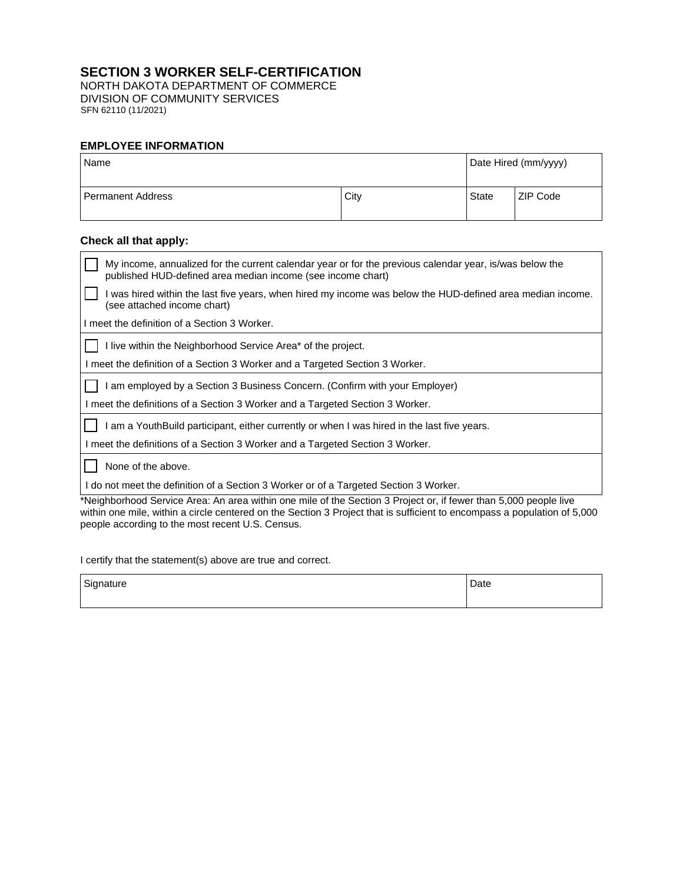# SECTION 3 WORKER SELF-CERTIFICATION

NORTH DAKOTA DEPARTMENT OF COMMERCE
DIVISION OF COMMUNITY SERVICES
SFN 62110 (11/2021)

## EMPLOYEE INFORMATION

| Name | | Date Hired (mm/yyyy) | |
|---|---|---|---|
| Permanent Address | City | State | ZIP Code |

### Check all that apply:

- ☐ My income, annualized for the current calendar year or for the previous calendar year, is/was below the published HUD-defined area median income (see income chart)
- ☐ I was hired within the last five years, when hired my income was below the HUD-defined area median income. (see attached income chart)

I meet the definition of a Section 3 Worker.

- ☐ I live within the Neighborhood Service Area* of the project.

I meet the definition of a Section 3 Worker and a Targeted Section 3 Worker.

- ☐ I am employed by a Section 3 Business Concern. (Confirm with your Employer)

I meet the definitions of a Section 3 Worker and a Targeted Section 3 Worker.

- ☐ I am a YouthBuild participant, either currently or when I was hired in the last five years.

I meet the definitions of a Section 3 Worker and a Targeted Section 3 Worker.

- ☐ None of the above.

I do not meet the definition of a Section 3 Worker or of a Targeted Section 3 Worker.

*Neighborhood Service Area: An area within one mile of the Section 3 Project or, if fewer than 5,000 people live within one mile, within a circle centered on the Section 3 Project that is sufficient to encompass a population of 5,000 people according to the most recent U.S. Census.

I certify that the statement(s) above are true and correct.

| Signature | Date |
|---|---|
| | |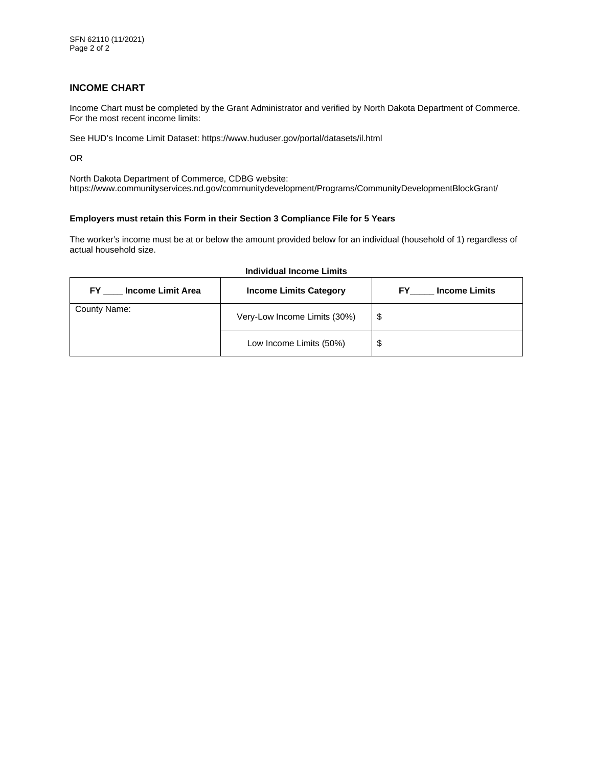## INCOME CHART

Income Chart must be completed by the Grant Administrator and verified by North Dakota Department of Commerce. For the most recent income limits:

See HUD's Income Limit Dataset: https://www.huduser.gov/portal/datasets/il.html

OR

North Dakota Department of Commerce, CDBG website:
https://www.communityservices.nd.gov/communitydevelopment/Programs/CommunityDevelopmentBlockGrant/

**Employers must retain this Form in their Section 3 Compliance File for 5 Years**

The worker's income must be at or below the amount provided below for an individual (household of 1) regardless of actual household size.

**Individual Income Limits**

| FY ____ Income Limit Area | Income Limits Category | FY_____ Income Limits |
|---|---|---|
| County Name: | Very-Low Income Limits (30%) | $ |
| | Low Income Limits (50%) | $ |